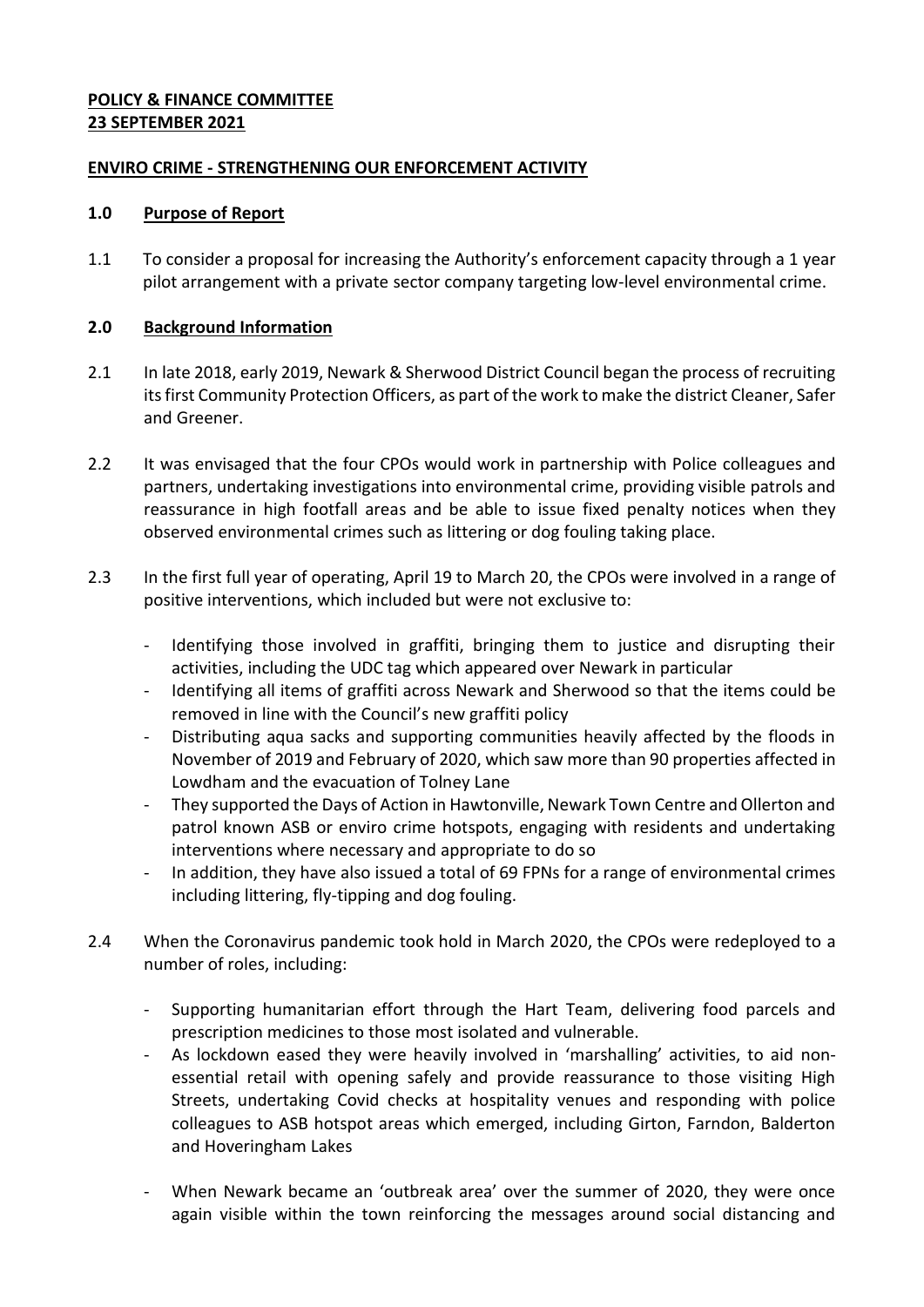**POLICY & FINANCE COMMITTEE**
**23 SEPTEMBER 2021**

**ENVIRO CRIME - STRENGTHENING OUR ENFORCEMENT ACTIVITY**

## 1.0 Purpose of Report

1.1 To consider a proposal for increasing the Authority's enforcement capacity through a 1 year pilot arrangement with a private sector company targeting low-level environmental crime.

## 2.0 Background Information

2.1 In late 2018, early 2019, Newark & Sherwood District Council began the process of recruiting its first Community Protection Officers, as part of the work to make the district Cleaner, Safer and Greener.

2.2 It was envisaged that the four CPOs would work in partnership with Police colleagues and partners, undertaking investigations into environmental crime, providing visible patrols and reassurance in high footfall areas and be able to issue fixed penalty notices when they observed environmental crimes such as littering or dog fouling taking place.

2.3 In the first full year of operating, April 19 to March 20, the CPOs were involved in a range of positive interventions, which included but were not exclusive to:

- Identifying those involved in graffiti, bringing them to justice and disrupting their activities, including the UDC tag which appeared over Newark in particular
- Identifying all items of graffiti across Newark and Sherwood so that the items could be removed in line with the Council's new graffiti policy
- Distributing aqua sacks and supporting communities heavily affected by the floods in November of 2019 and February of 2020, which saw more than 90 properties affected in Lowdham and the evacuation of Tolney Lane
- They supported the Days of Action in Hawtonville, Newark Town Centre and Ollerton and patrol known ASB or enviro crime hotspots, engaging with residents and undertaking interventions where necessary and appropriate to do so
- In addition, they have also issued a total of 69 FPNs for a range of environmental crimes including littering, fly-tipping and dog fouling.

2.4 When the Coronavirus pandemic took hold in March 2020, the CPOs were redeployed to a number of roles, including:

- Supporting humanitarian effort through the Hart Team, delivering food parcels and prescription medicines to those most isolated and vulnerable.
- As lockdown eased they were heavily involved in 'marshalling' activities, to aid non-essential retail with opening safely and provide reassurance to those visiting High Streets, undertaking Covid checks at hospitality venues and responding with police colleagues to ASB hotspot areas which emerged, including Girton, Farndon, Balderton and Hoveringham Lakes
- When Newark became an 'outbreak area' over the summer of 2020, they were once again visible within the town reinforcing the messages around social distancing and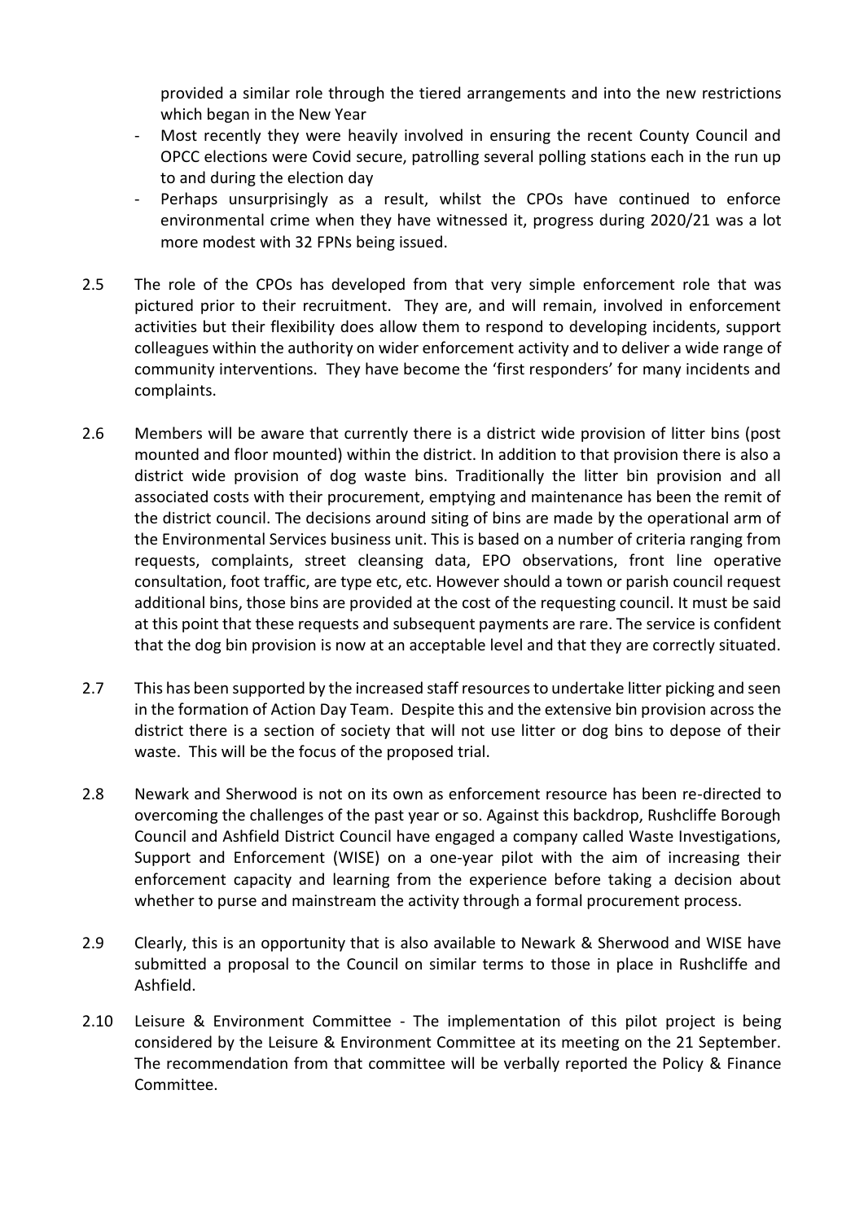provided a similar role through the tiered arrangements and into the new restrictions which began in the New Year

- Most recently they were heavily involved in ensuring the recent County Council and OPCC elections were Covid secure, patrolling several polling stations each in the run up to and during the election day
- Perhaps unsurprisingly as a result, whilst the CPOs have continued to enforce environmental crime when they have witnessed it, progress during 2020/21 was a lot more modest with 32 FPNs being issued.

2.5 The role of the CPOs has developed from that very simple enforcement role that was pictured prior to their recruitment. They are, and will remain, involved in enforcement activities but their flexibility does allow them to respond to developing incidents, support colleagues within the authority on wider enforcement activity and to deliver a wide range of community interventions. They have become the 'first responders' for many incidents and complaints.

2.6 Members will be aware that currently there is a district wide provision of litter bins (post mounted and floor mounted) within the district. In addition to that provision there is also a district wide provision of dog waste bins. Traditionally the litter bin provision and all associated costs with their procurement, emptying and maintenance has been the remit of the district council. The decisions around siting of bins are made by the operational arm of the Environmental Services business unit. This is based on a number of criteria ranging from requests, complaints, street cleansing data, EPO observations, front line operative consultation, foot traffic, are type etc, etc. However should a town or parish council request additional bins, those bins are provided at the cost of the requesting council. It must be said at this point that these requests and subsequent payments are rare. The service is confident that the dog bin provision is now at an acceptable level and that they are correctly situated.

2.7 This has been supported by the increased staff resources to undertake litter picking and seen in the formation of Action Day Team. Despite this and the extensive bin provision across the district there is a section of society that will not use litter or dog bins to depose of their waste. This will be the focus of the proposed trial.

2.8 Newark and Sherwood is not on its own as enforcement resource has been re-directed to overcoming the challenges of the past year or so. Against this backdrop, Rushcliffe Borough Council and Ashfield District Council have engaged a company called Waste Investigations, Support and Enforcement (WISE) on a one-year pilot with the aim of increasing their enforcement capacity and learning from the experience before taking a decision about whether to purse and mainstream the activity through a formal procurement process.

2.9 Clearly, this is an opportunity that is also available to Newark & Sherwood and WISE have submitted a proposal to the Council on similar terms to those in place in Rushcliffe and Ashfield.

2.10 Leisure & Environment Committee - The implementation of this pilot project is being considered by the Leisure & Environment Committee at its meeting on the 21 September. The recommendation from that committee will be verbally reported the Policy & Finance Committee.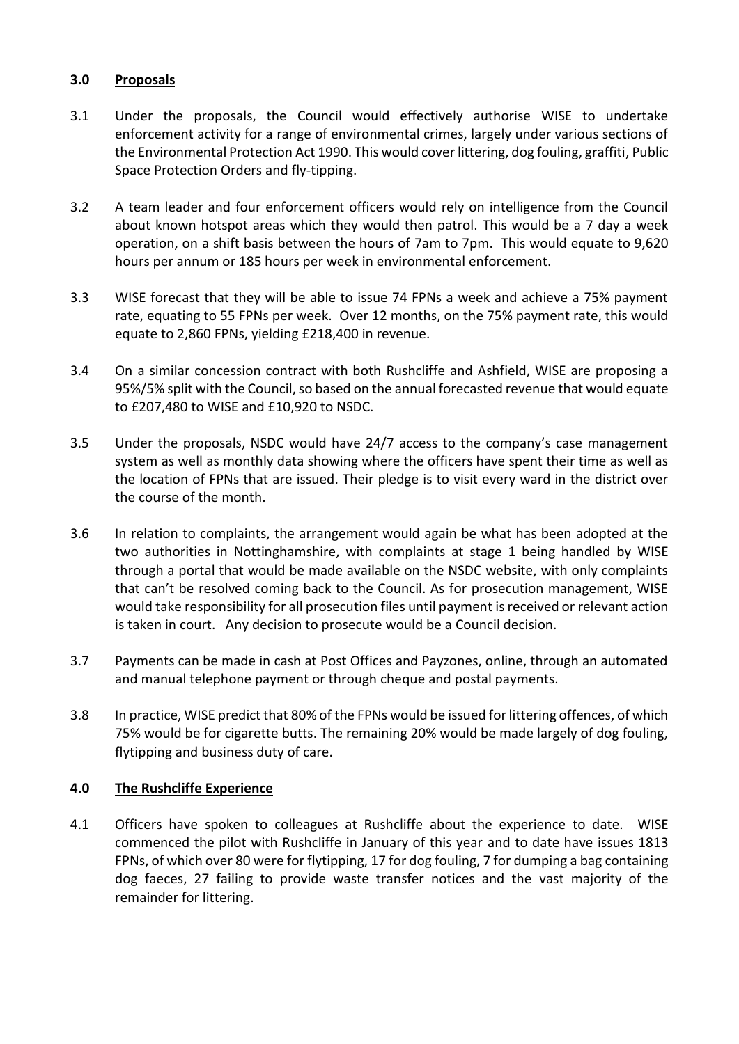## 3.0 Proposals

3.1 Under the proposals, the Council would effectively authorise WISE to undertake enforcement activity for a range of environmental crimes, largely under various sections of the Environmental Protection Act 1990. This would cover littering, dog fouling, graffiti, Public Space Protection Orders and fly-tipping.

3.2 A team leader and four enforcement officers would rely on intelligence from the Council about known hotspot areas which they would then patrol. This would be a 7 day a week operation, on a shift basis between the hours of 7am to 7pm. This would equate to 9,620 hours per annum or 185 hours per week in environmental enforcement.

3.3 WISE forecast that they will be able to issue 74 FPNs a week and achieve a 75% payment rate, equating to 55 FPNs per week. Over 12 months, on the 75% payment rate, this would equate to 2,860 FPNs, yielding £218,400 in revenue.

3.4 On a similar concession contract with both Rushcliffe and Ashfield, WISE are proposing a 95%/5% split with the Council, so based on the annual forecasted revenue that would equate to £207,480 to WISE and £10,920 to NSDC.

3.5 Under the proposals, NSDC would have 24/7 access to the company's case management system as well as monthly data showing where the officers have spent their time as well as the location of FPNs that are issued. Their pledge is to visit every ward in the district over the course of the month.

3.6 In relation to complaints, the arrangement would again be what has been adopted at the two authorities in Nottinghamshire, with complaints at stage 1 being handled by WISE through a portal that would be made available on the NSDC website, with only complaints that can't be resolved coming back to the Council. As for prosecution management, WISE would take responsibility for all prosecution files until payment is received or relevant action is taken in court. Any decision to prosecute would be a Council decision.

3.7 Payments can be made in cash at Post Offices and Payzones, online, through an automated and manual telephone payment or through cheque and postal payments.

3.8 In practice, WISE predict that 80% of the FPNs would be issued for littering offences, of which 75% would be for cigarette butts. The remaining 20% would be made largely of dog fouling, flytipping and business duty of care.

## 4.0 The Rushcliffe Experience

4.1 Officers have spoken to colleagues at Rushcliffe about the experience to date. WISE commenced the pilot with Rushcliffe in January of this year and to date have issues 1813 FPNs, of which over 80 were for flytipping, 17 for dog fouling, 7 for dumping a bag containing dog faeces, 27 failing to provide waste transfer notices and the vast majority of the remainder for littering.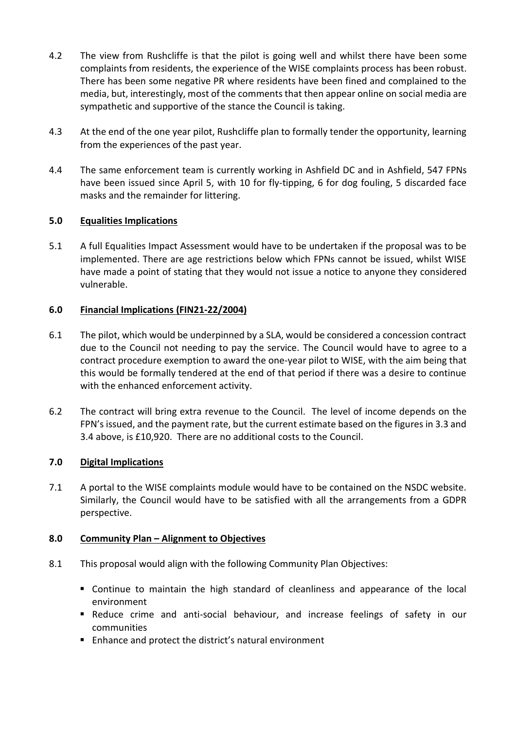4.2 The view from Rushcliffe is that the pilot is going well and whilst there have been some complaints from residents, the experience of the WISE complaints process has been robust. There has been some negative PR where residents have been fined and complained to the media, but, interestingly, most of the comments that then appear online on social media are sympathetic and supportive of the stance the Council is taking.

4.3 At the end of the one year pilot, Rushcliffe plan to formally tender the opportunity, learning from the experiences of the past year.

4.4 The same enforcement team is currently working in Ashfield DC and in Ashfield, 547 FPNs have been issued since April 5, with 10 for fly-tipping, 6 for dog fouling, 5 discarded face masks and the remainder for littering.

## 5.0 Equalities Implications

5.1 A full Equalities Impact Assessment would have to be undertaken if the proposal was to be implemented. There are age restrictions below which FPNs cannot be issued, whilst WISE have made a point of stating that they would not issue a notice to anyone they considered vulnerable.

## 6.0 Financial Implications (FIN21-22/2004)

6.1 The pilot, which would be underpinned by a SLA, would be considered a concession contract due to the Council not needing to pay the service. The Council would have to agree to a contract procedure exemption to award the one-year pilot to WISE, with the aim being that this would be formally tendered at the end of that period if there was a desire to continue with the enhanced enforcement activity.

6.2 The contract will bring extra revenue to the Council. The level of income depends on the FPN's issued, and the payment rate, but the current estimate based on the figures in 3.3 and 3.4 above, is £10,920. There are no additional costs to the Council.

## 7.0 Digital Implications

7.1 A portal to the WISE complaints module would have to be contained on the NSDC website. Similarly, the Council would have to be satisfied with all the arrangements from a GDPR perspective.

## 8.0 Community Plan – Alignment to Objectives

8.1 This proposal would align with the following Community Plan Objectives:

- Continue to maintain the high standard of cleanliness and appearance of the local environment
- Reduce crime and anti-social behaviour, and increase feelings of safety in our communities
- Enhance and protect the district's natural environment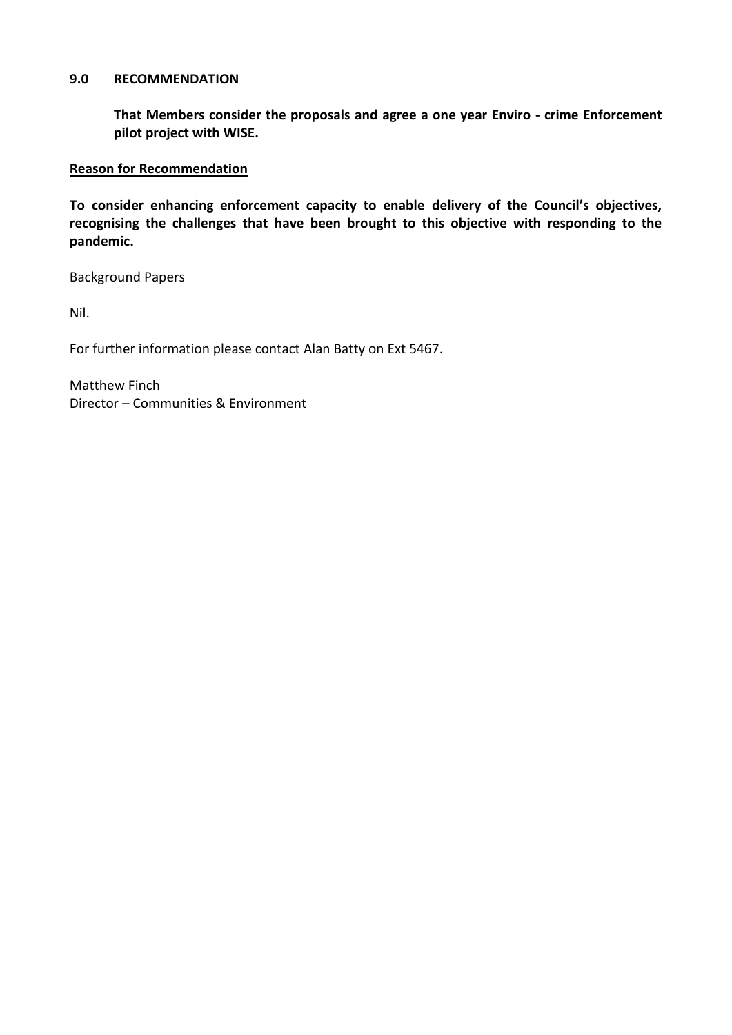## 9.0 RECOMMENDATION

**That Members consider the proposals and agree a one year Enviro - crime Enforcement pilot project with WISE.**

**Reason for Recommendation**

**To consider enhancing enforcement capacity to enable delivery of the Council's objectives, recognising the challenges that have been brought to this objective with responding to the pandemic.**

Background Papers

Nil.

For further information please contact Alan Batty on Ext 5467.

Matthew Finch
Director – Communities & Environment